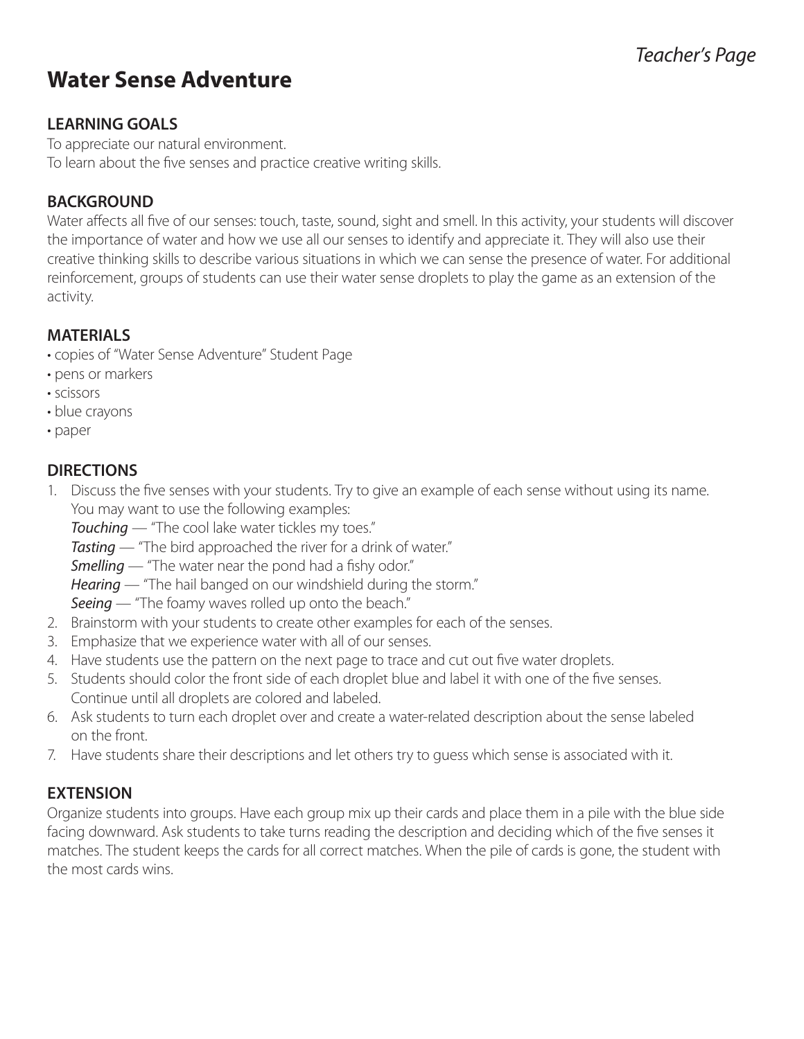*Teacher's Page*

# Water Sense Adventure

## LEARNING GOALS

To appreciate our natural environment.
To learn about the five senses and practice creative writing skills.

## BACKGROUND

Water affects all five of our senses: touch, taste, sound, sight and smell. In this activity, your students will discover the importance of water and how we use all our senses to identify and appreciate it. They will also use their creative thinking skills to describe various situations in which we can sense the presence of water. For additional reinforcement, groups of students can use their water sense droplets to play the game as an extension of the activity.

## MATERIALS

- copies of "Water Sense Adventure" Student Page
- pens or markers
- scissors
- blue crayons
- paper

## DIRECTIONS

1. Discuss the five senses with your students. Try to give an example of each sense without using its name. You may want to use the following examples:
   *Touching* — "The cool lake water tickles my toes."
   *Tasting* — "The bird approached the river for a drink of water."
   *Smelling* — "The water near the pond had a fishy odor."
   *Hearing* — "The hail banged on our windshield during the storm."
   *Seeing* — "The foamy waves rolled up onto the beach."
2. Brainstorm with your students to create other examples for each of the senses.
3. Emphasize that we experience water with all of our senses.
4. Have students use the pattern on the next page to trace and cut out five water droplets.
5. Students should color the front side of each droplet blue and label it with one of the five senses. Continue until all droplets are colored and labeled.
6. Ask students to turn each droplet over and create a water-related description about the sense labeled on the front.
7. Have students share their descriptions and let others try to guess which sense is associated with it.

## EXTENSION

Organize students into groups. Have each group mix up their cards and place them in a pile with the blue side facing downward. Ask students to take turns reading the description and deciding which of the five senses it matches. The student keeps the cards for all correct matches. When the pile of cards is gone, the student with the most cards wins.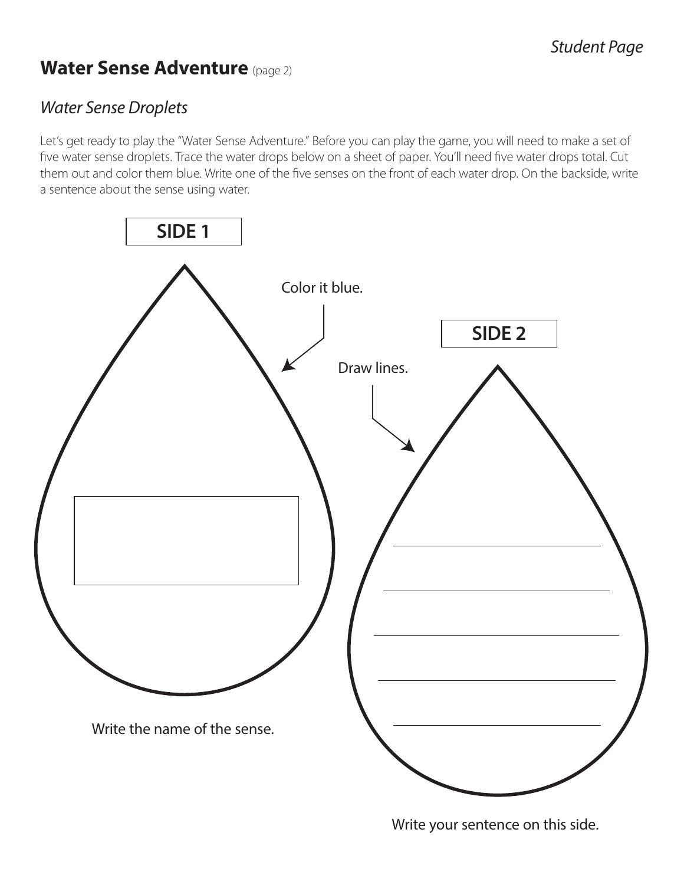*Student Page*

## Water Sense Adventure (page 2)

### *Water Sense Droplets*

Let's get ready to play the "Water Sense Adventure." Before you can play the game, you will need to make a set of five water sense droplets. Trace the water drops below on a sheet of paper. You'll need five water drops total. Cut them out and color them blue. Write one of the five senses on the front of each water drop. On the backside, write a sentence about the sense using water.

**SIDE 1**

Color it blue.

Write the name of the sense.

**SIDE 2**

Draw lines.

Write your sentence on this side.